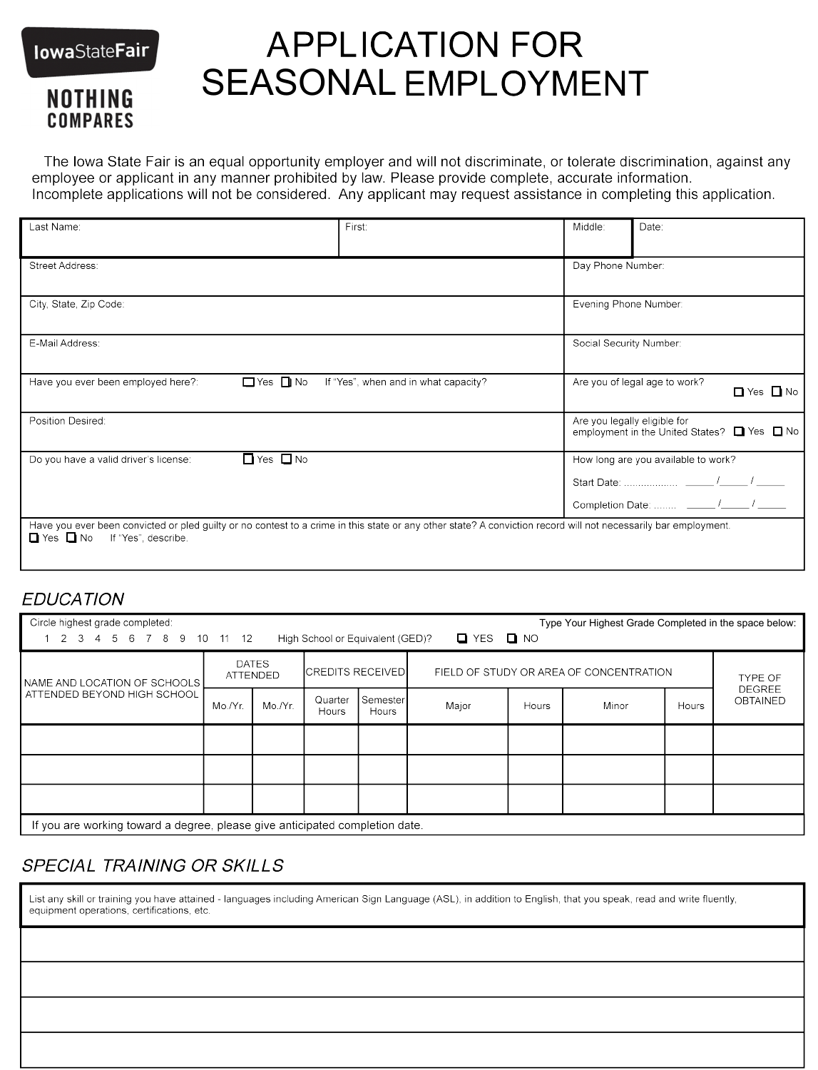IowaStateFair

NOTHING COMPARES

# APPLICATION FOR SEASONAL EMPLOYMENT

The Iowa State Fair is an equal opportunity employer and will not discriminate, or tolerate discrimination, against any employee or applicant in any manner prohibited by law. Please provide complete, accurate information. Incomplete applications will not be considered. Any applicant may request assistance in completing this application.

| | | | |
|---|---|---|---|
| Last Name: | First: | Middle: | Date: |
| Street Address: | | Day Phone Number: | |
| City, State, Zip Code: | | Evening Phone Number: | |
| E-Mail Address: | | Social Security Number: | |
| Have you ever been employed here?: ☐ Yes ☐ No If "Yes", when and in what capacity? | | Are you of legal age to work? ☐ Yes ☐ No | |
| Position Desired: | | Are you legally eligible for employment in the United States? ☐ Yes ☐ No | |
| Do you have a valid driver's license: ☐ Yes ☐ No | | How long are you available to work? Start Date: .................. _____ /_____ / _____ Completion Date: ........ _____ /_____ / _____ | |

Have you ever been convicted or pled guilty or no contest to a crime in this state or any other state? A conviction record will not necessarily bar employment.
☐ Yes ☐ No If "Yes", describe.

## EDUCATION

Circle highest grade completed: 1 2 3 4 5 6 7 8 9 10 11 12 High School or Equivalent (GED)? ☐ YES ☐ NO

Type Your Highest Grade Completed in the space below:

| NAME AND LOCATION OF SCHOOLS ATTENDED BEYOND HIGH SCHOOL | DATES ATTENDED | | CREDITS RECEIVED | | FIELD OF STUDY OR AREA OF CONCENTRATION | | | | TYPE OF DEGREE OBTAINED |
|---|---|---|---|---|---|---|---|---|---|
| | Mo./Yr. | Mo./Yr. | Quarter Hours | Semester Hours | Major | Hours | Minor | Hours | |
| | | | | | | | | | |
| | | | | | | | | | |
| | | | | | | | | | |

If you are working toward a degree, please give anticipated completion date.

## SPECIAL TRAINING OR SKILLS

List any skill or training you have attained - languages including American Sign Language (ASL), in addition to English, that you speak, read and write fluently, equipment operations, certifications, etc.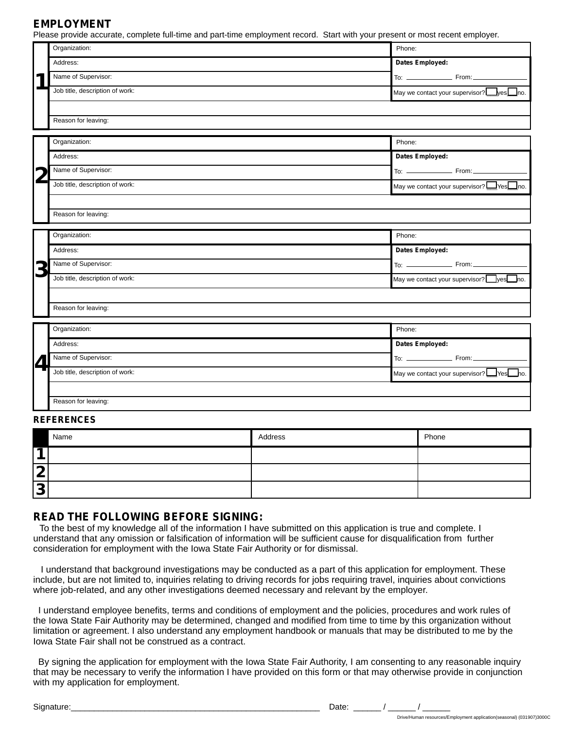## EMPLOYMENT

Please provide accurate, complete full-time and part-time employment record. Start with your present or most recent employer.

| | | |
|---|---|---|
| **1** | Organization: | Phone: |
| | Address: | **Dates Employed:** |
| | Name of Supervisor: | To: ____________ From: ______________ |
| | Job title, description of work: | May we contact your supervisor? ☐ yes ☐ no. |
| | | |
| | Reason for leaving: | |

| | | |
|---|---|---|
| **2** | Organization: | Phone: |
| | Address: | **Dates Employed:** |
| | Name of Supervisor: | To: ____________ From: ______________ |
| | Job title, description of work: | May we contact your supervisor? ☐ Yes ☐ no. |
| | | |
| | Reason for leaving: | |

| | | |
|---|---|---|
| **3** | Organization: | Phone: |
| | Address: | **Dates Employed:** |
| | Name of Supervisor: | To: ____________ From: ______________ |
| | Job title, description of work: | May we contact your supervisor? ☐ yes ☐ no. |
| | | |
| | Reason for leaving: | |

| | | |
|---|---|---|
| **4** | Organization: | Phone: |
| | Address: | **Dates Employed:** |
| | Name of Supervisor: | To: ____________ From: ______________ |
| | Job title, description of work: | May we contact your supervisor? ☐ Yes ☐ no. |
| | | |
| | Reason for leaving: | |

## REFERENCES

| | Name | Address | Phone |
|---|---|---|---|
| **1** | | | |
| **2** | | | |
| **3** | | | |

## READ THE FOLLOWING BEFORE SIGNING:

To the best of my knowledge all of the information I have submitted on this application is true and complete. I understand that any omission or falsification of information will be sufficient cause for disqualification from further consideration for employment with the Iowa State Fair Authority or for dismissal.

I understand that background investigations may be conducted as a part of this application for employment. These include, but are not limited to, inquiries relating to driving records for jobs requiring travel, inquiries about convictions where job-related, and any other investigations deemed necessary and relevant by the employer.

I understand employee benefits, terms and conditions of employment and the policies, procedures and work rules of the Iowa State Fair Authority may be determined, changed and modified from time to time by this organization without limitation or agreement. I also understand any employment handbook or manuals that may be distributed to me by the Iowa State Fair shall not be construed as a contract.

By signing the application for employment with the Iowa State Fair Authority, I am consenting to any reasonable inquiry that may be necessary to verify the information I have provided on this form or that may otherwise provide in conjunction with my application for employment.

Signature:_______________________________________________________ Date: ______ / ______ / ______

Drive/Human resources/Employment application(seasonal) (031907)3000C